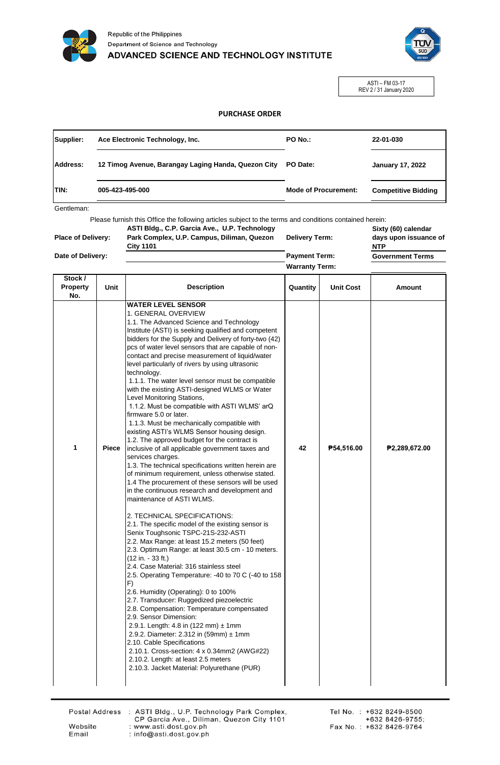Republic of the Philippines
Department of Science and Technology
**ADVANCED SCIENCE AND TECHNOLOGY INSTITUTE**

ASTI – FM 03-17
REV 2 / 31 January 2020

## PURCHASE ORDER

| | | | |
|---|---|---|---|
| **Supplier:** | **Ace Electronic Technology, Inc.** | **PO No.:** | **22-01-030** |
| **Address:** | **12 Timog Avenue, Barangay Laging Handa, Quezon City** | **PO Date:** | **January 17, 2022** |
| **TIN:** | **005-423-495-000** | **Mode of Procurement:** | **Competitive Bidding** |

Gentleman:

Please furnish this Office the following articles subject to the terms and conditions contained herein:

| | | | |
|---|---|---|---|
| **Place of Delivery:** | **ASTI Bldg., C.P. Garcia Ave., U.P. Technology Park Complex, U.P. Campus, Diliman, Quezon City 1101** | **Delivery Term:** | **Sixty (60) calendar days upon issuance of NTP** |
| **Date of Delivery:** | | **Payment Term:** | **Government Terms** |
| | | **Warranty Term:** | |

| Stock / Property No. | Unit | Description | Quantity | Unit Cost | Amount |
|---|---|---|---|---|---|
| 1 | Piece | **WATER LEVEL SENSOR**<br>1. GENERAL OVERVIEW<br>1.1. The Advanced Science and Technology Institute (ASTI) is seeking qualified and competent bidders for the Supply and Delivery of forty-two (42) pcs of water level sensors that are capable of non-contact and precise measurement of liquid/water level particularly of rivers by using ultrasonic technology.<br>1.1.1. The water level sensor must be compatible with the existing ASTI-designed WLMS or Water Level Monitoring Stations,<br>1.1.2. Must be compatible with ASTI WLMS' arQ firmware 5.0 or later.<br>1.1.3. Must be mechanically compatible with existing ASTI's WLMS Sensor housing design.<br>1.2. The approved budget for the contract is inclusive of all applicable government taxes and services charges.<br>1.3. The technical specifications written herein are of minimum requirement, unless otherwise stated.<br>1.4 The procurement of these sensors will be used in the continuous research and development and maintenance of ASTI WLMS.<br><br>2. TECHNICAL SPECIFICATIONS:<br>2.1. The specific model of the existing sensor is Senix Toughsonic TSPC-21S-232-ASTI<br>2.2. Max Range: at least 15.2 meters (50 feet)<br>2.3. Optimum Range: at least 30.5 cm - 10 meters. (12 in. - 33 ft.)<br>2.4. Case Material: 316 stainless steel<br>2.5. Operating Temperature: -40 to 70 C (-40 to 158 F)<br>2.6. Humidity (Operating): 0 to 100%<br>2.7. Transducer: Ruggedized piezoelectric<br>2.8. Compensation: Temperature compensated<br>2.9. Sensor Dimension:<br>2.9.1. Length: 4.8 in (122 mm) ± 1mm<br>2.9.2. Diameter: 2.312 in (59mm) ± 1mm<br>2.10. Cable Specifications<br>2.10.1. Cross-section: 4 x 0.34mm2 (AWG#22)<br>2.10.2. Length: at least 2.5 meters<br>2.10.3. Jacket Material: Polyurethane (PUR) | 42 | ₱54,516.00 | ₱2,289,672.00 |

Postal Address : ASTI Bldg., U.P. Technology Park Complex, CP Garcia Ave., Diliman, Quezon City 1101
Website : www.asti.dost.gov.ph
Email : info@asti.dost.gov.ph
Tel No. : +632 8249-8500, +632 8426-9755;
Fax No. : +632 8426-9764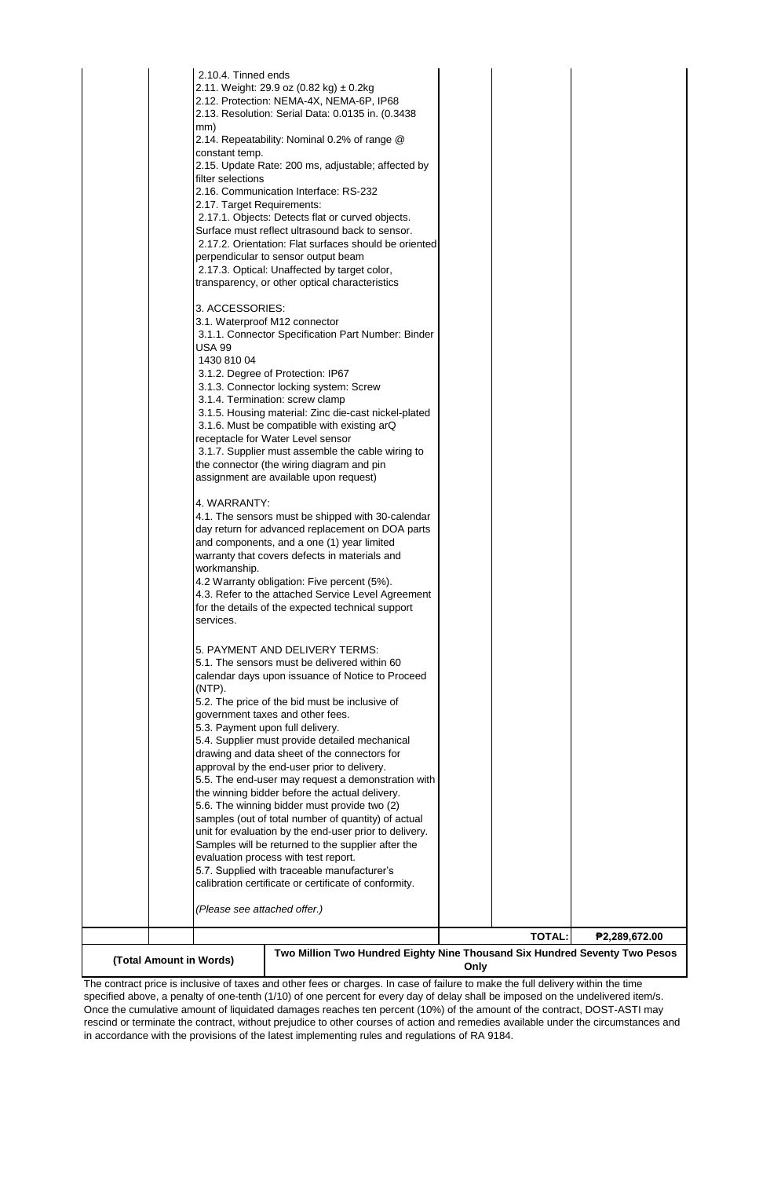| | | | | | |
|---|---|---|---|---|---|
| | | 2.10.4. Tinned ends<br>2.11. Weight: 29.9 oz (0.82 kg) ± 0.2kg<br>2.12. Protection: NEMA-4X, NEMA-6P, IP68<br>2.13. Resolution: Serial Data: 0.0135 in. (0.3438 mm)<br>2.14. Repeatability: Nominal 0.2% of range @ constant temp.<br>2.15. Update Rate: 200 ms, adjustable; affected by filter selections<br>2.16. Communication Interface: RS-232<br>2.17. Target Requirements:<br>2.17.1. Objects: Detects flat or curved objects. Surface must reflect ultrasound back to sensor.<br>2.17.2. Orientation: Flat surfaces should be oriented perpendicular to sensor output beam<br>2.17.3. Optical: Unaffected by target color, transparency, or other optical characteristics<br><br>3. ACCESSORIES:<br>3.1. Waterproof M12 connector<br>3.1.1. Connector Specification Part Number: Binder USA 99 1430 810 04<br>3.1.2. Degree of Protection: IP67<br>3.1.3. Connector locking system: Screw<br>3.1.4. Termination: screw clamp<br>3.1.5. Housing material: Zinc die-cast nickel-plated<br>3.1.6. Must be compatible with existing arQ receptacle for Water Level sensor<br>3.1.7. Supplier must assemble the cable wiring to the connector (the wiring diagram and pin assignment are available upon request)<br><br>4. WARRANTY:<br>4.1. The sensors must be shipped with 30-calendar day return for advanced replacement on DOA parts and components, and a one (1) year limited warranty that covers defects in materials and workmanship.<br>4.2 Warranty obligation: Five percent (5%).<br>4.3. Refer to the attached Service Level Agreement for the details of the expected technical support services.<br><br>5. PAYMENT AND DELIVERY TERMS:<br>5.1. The sensors must be delivered within 60 calendar days upon issuance of Notice to Proceed (NTP).<br>5.2. The price of the bid must be inclusive of government taxes and other fees.<br>5.3. Payment upon full delivery.<br>5.4. Supplier must provide detailed mechanical drawing and data sheet of the connectors for approval by the end-user prior to delivery.<br>5.5. The end-user may request a demonstration with the winning bidder before the actual delivery.<br>5.6. The winning bidder must provide two (2) samples (out of total number of quantity) of actual unit for evaluation by the end-user prior to delivery. Samples will be returned to the supplier after the evaluation process with test report.<br>5.7. Supplied with traceable manufacturer's calibration certificate or certificate of conformity.<br><br>*(Please see attached offer.)* | | | |
| | | | | **TOTAL:** | **₱2,289,672.00** |
| **(Total Amount in Words)** | | **Two Million Two Hundred Eighty Nine Thousand Six Hundred Seventy Two Pesos Only** | | | |

The contract price is inclusive of taxes and other fees or charges. In case of failure to make the full delivery within the time specified above, a penalty of one-tenth (1/10) of one percent for every day of delay shall be imposed on the undelivered item/s. Once the cumulative amount of liquidated damages reaches ten percent (10%) of the amount of the contract, DOST-ASTI may rescind or terminate the contract, without prejudice to other courses of action and remedies available under the circumstances and in accordance with the provisions of the latest implementing rules and regulations of RA 9184.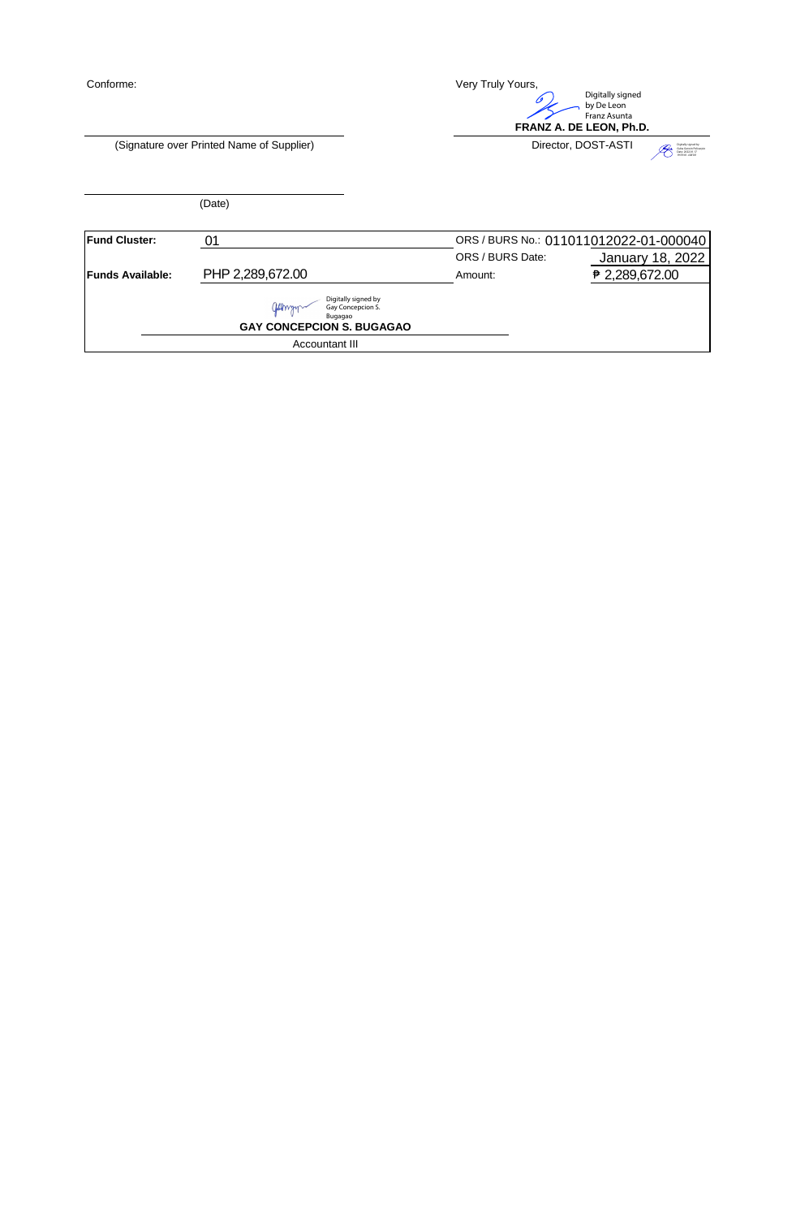Conforme: Very Truly Yours,

Digitally signed by De Leon Franz Asunta

**FRANZ A. DE LEON, Ph.D.**

(Signature over Printed Name of Supplier) Director, DOST-ASTI

(Date)

| | | | |
|---|---|---|---|
| **Fund Cluster:** | 01 | ORS / BURS No.: | 011011012022-01-000040 |
| | | ORS / BURS Date: | January 18, 2022 |
| **Funds Available:** | PHP 2,289,672.00 | Amount: | ₱ 2,289,672.00 |

Digitally signed by Gay Concepcion S. Bugagao

**GAY CONCEPCION S. BUGAGAO**

Accountant III